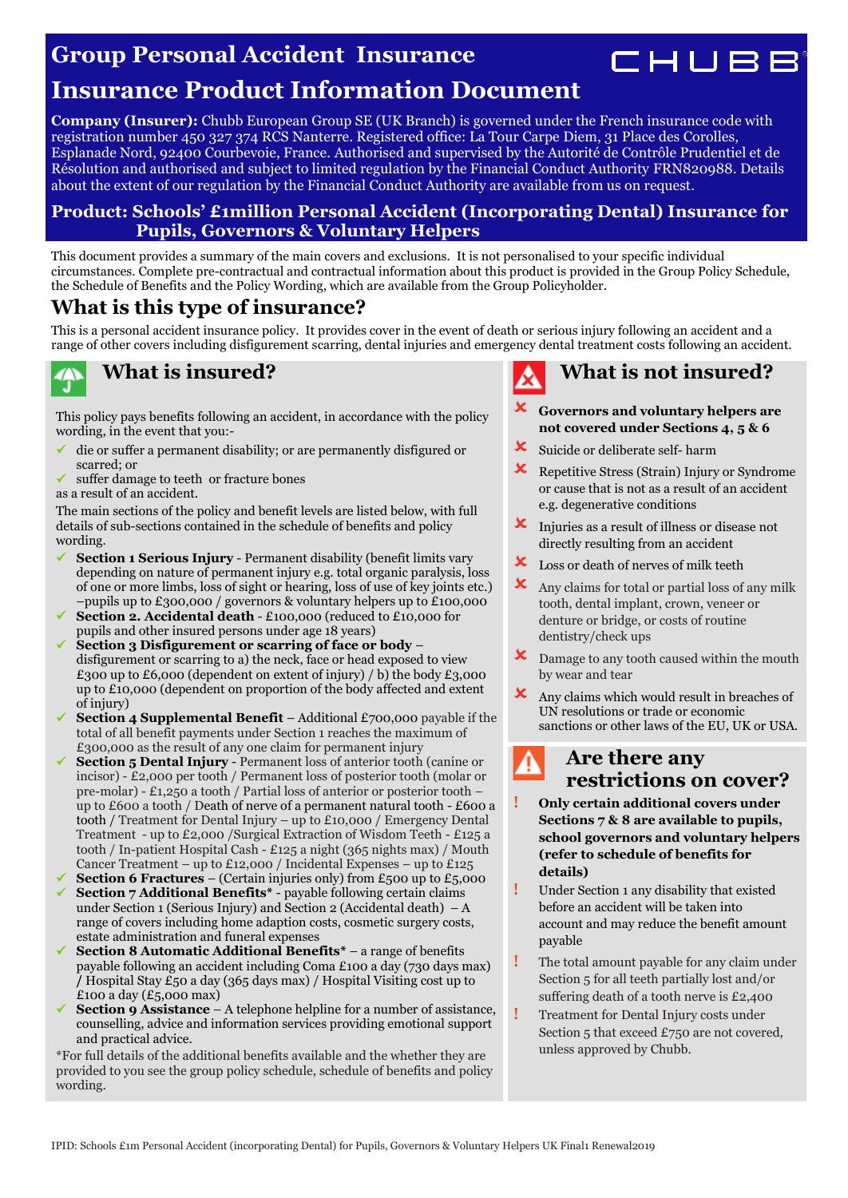# Group Personal Accident Insurance

# Insurance Product Information Document

CHUBB

**Company (Insurer):** Chubb European Group SE (UK Branch) is governed under the French insurance code with registration number 450 327 374 RCS Nanterre. Registered office: La Tour Carpe Diem, 31 Place des Corolles, Esplanade Nord, 92400 Courbevoie, France. Authorised and supervised by the Autorité de Contrôle Prudentiel et de Résolution and authorised and subject to limited regulation by the Financial Conduct Authority FRN820988. Details about the extent of our regulation by the Financial Conduct Authority are available from us on request.

**Product: Schools' £1million Personal Accident (Incorporating Dental) Insurance for Pupils, Governors & Voluntary Helpers**

This document provides a summary of the main covers and exclusions. It is not personalised to your specific individual circumstances. Complete pre-contractual and contractual information about this product is provided in the Group Policy Schedule, the Schedule of Benefits and the Policy Wording, which are available from the Group Policyholder.

## What is this type of insurance?

This is a personal accident insurance policy. It provides cover in the event of death or serious injury following an accident and a range of other covers including disfigurement scarring, dental injuries and emergency dental treatment costs following an accident.

## What is insured?

This policy pays benefits following an accident, in accordance with the policy wording, in the event that you:-

- ✓ die or suffer a permanent disability; or are permanently disfigured or scarred; or
- ✓ suffer damage to teeth or fracture bones

as a result of an accident.

The main sections of the policy and benefit levels are listed below, with full details of sub-sections contained in the schedule of benefits and policy wording.

- ✓ **Section 1 Serious Injury** - Permanent disability (benefit limits vary depending on nature of permanent injury e.g. total organic paralysis, loss of one or more limbs, loss of sight or hearing, loss of use of key joints etc.) –pupils up to £300,000 / governors & voluntary helpers up to £100,000
- ✓ **Section 2. Accidental death** - £100,000 (reduced to £10,000 for pupils and other insured persons under age 18 years)
- ✓ **Section 3 Disfigurement or scarring of face or body** – disfigurement or scarring to a) the neck, face or head exposed to view £300 up to £6,000 (dependent on extent of injury) / b) the body £3,000 up to £10,000 (dependent on proportion of the body affected and extent of injury)
- ✓ **Section 4 Supplemental Benefit** – Additional £700,000 payable if the total of all benefit payments under Section 1 reaches the maximum of £300,000 as the result of any one claim for permanent injury
- ✓ **Section 5 Dental Injury** - Permanent loss of anterior tooth (canine or incisor) - £2,000 per tooth / Permanent loss of posterior tooth (molar or pre-molar) - £1,250 a tooth / Partial loss of anterior or posterior tooth – up to £600 a tooth / Death of nerve of a permanent natural tooth - £600 a tooth / Treatment for Dental Injury – up to £10,000 / Emergency Dental Treatment - up to £2,000 /Surgical Extraction of Wisdom Teeth - £125 a tooth / In-patient Hospital Cash - £125 a night (365 nights max) / Mouth Cancer Treatment – up to £12,000 / Incidental Expenses – up to £125
- ✓ **Section 6 Fractures** – (Certain injuries only) from £500 up to £5,000
- ✓ **Section 7 Additional Benefits*** - payable following certain claims under Section 1 (Serious Injury) and Section 2 (Accidental death) – A range of covers including home adaption costs, cosmetic surgery costs, estate administration and funeral expenses
- ✓ **Section 8 Automatic Additional Benefits*** – a range of benefits payable following an accident including Coma £100 a day (730 days max) / Hospital Stay £50 a day (365 days max) / Hospital Visiting cost up to £100 a day (£5,000 max)
- ✓ **Section 9 Assistance** – A telephone helpline for a number of assistance, counselling, advice and information services providing emotional support and practical advice.

*For full details of the additional benefits available and the whether they are provided to you see the group policy schedule, schedule of benefits and policy wording.

## What is not insured?

- ✗ **Governors and voluntary helpers are not covered under Sections 4, 5 & 6**
- ✗ Suicide or deliberate self- harm
- ✗ Repetitive Stress (Strain) Injury or Syndrome or cause that is not as a result of an accident e.g. degenerative conditions
- ✗ Injuries as a result of illness or disease not directly resulting from an accident
- ✗ Loss or death of nerves of milk teeth
- ✗ Any claims for total or partial loss of any milk tooth, dental implant, crown, veneer or denture or bridge, or costs of routine dentistry/check ups
- ✗ Damage to any tooth caused within the mouth by wear and tear
- ✗ Any claims which would result in breaches of UN resolutions or trade or economic sanctions or other laws of the EU, UK or USA.

## Are there any restrictions on cover?

- ! **Only certain additional covers under Sections 7 & 8 are available to pupils, school governors and voluntary helpers (refer to schedule of benefits for details)**
- ! Under Section 1 any disability that existed before an accident will be taken into account and may reduce the benefit amount payable
- ! The total amount payable for any claim under Section 5 for all teeth partially lost and/or suffering death of a tooth nerve is £2,400
- ! Treatment for Dental Injury costs under Section 5 that exceed £750 are not covered, unless approved by Chubb.

IPID: Schools £1m Personal Accident (incorporating Dental) for Pupils, Governors & Voluntary Helpers UK Final1 Renewal2019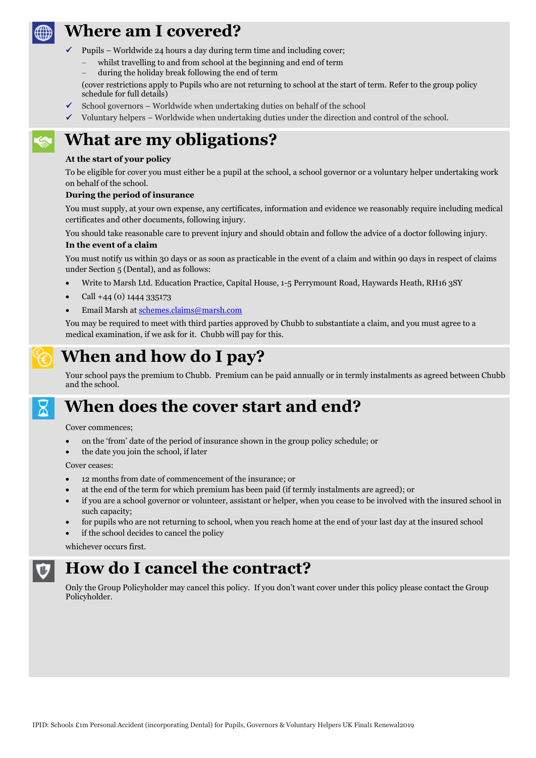## Where am I covered?

- ✓ Pupils – Worldwide 24 hours a day during term time and including cover;
  - whilst travelling to and from school at the beginning and end of term
  - during the holiday break following the end of term

  (cover restrictions apply to Pupils who are not returning to school at the start of term. Refer to the group policy schedule for full details)
- ✓ School governors – Worldwide when undertaking duties on behalf of the school
- ✓ Voluntary helpers – Worldwide when undertaking duties under the direction and control of the school.

## What are my obligations?

**At the start of your policy**

To be eligible for cover you must either be a pupil at the school, a school governor or a voluntary helper undertaking work on behalf of the school.

**During the period of insurance**

You must supply, at your own expense, any certificates, information and evidence we reasonably require including medical certificates and other documents, following injury.

You should take reasonable care to prevent injury and should obtain and follow the advice of a doctor following injury.

**In the event of a claim**

You must notify us within 30 days or as soon as practicable in the event of a claim and within 90 days in respect of claims under Section 5 (Dental), and as follows:

- Write to Marsh Ltd. Education Practice, Capital House, 1-5 Perrymount Road, Haywards Heath, RH16 3SY
- Call +44 (0) 1444 335173
- Email Marsh at schemes.claims@marsh.com

You may be required to meet with third parties approved by Chubb to substantiate a claim, and you must agree to a medical examination, if we ask for it. Chubb will pay for this.

## When and how do I pay?

Your school pays the premium to Chubb. Premium can be paid annually or in termly instalments as agreed between Chubb and the school.

## When does the cover start and end?

Cover commences;

- on the 'from' date of the period of insurance shown in the group policy schedule; or
- the date you join the school, if later

Cover ceases:

- 12 months from date of commencement of the insurance; or
- at the end of the term for which premium has been paid (if termly instalments are agreed); or
- if you are a school governor or volunteer, assistant or helper, when you cease to be involved with the insured school in such capacity;
- for pupils who are not returning to school, when you reach home at the end of your last day at the insured school
- if the school decides to cancel the policy

whichever occurs first.

## How do I cancel the contract?

Only the Group Policyholder may cancel this policy. If you don't want cover under this policy please contact the Group Policyholder.